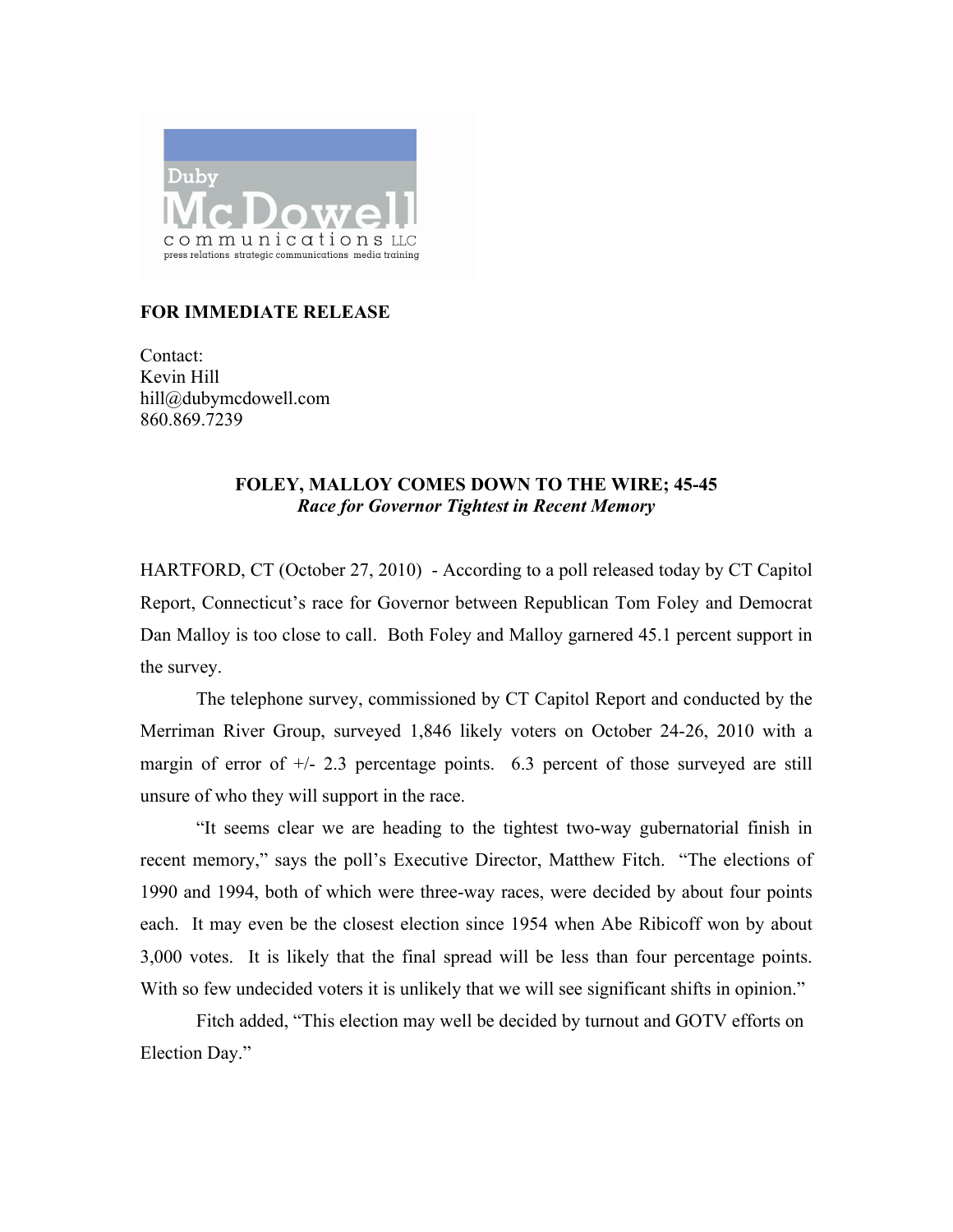Duby McDowell communications LLC
press relations strategic communications media training

**FOR IMMEDIATE RELEASE**

Contact:
Kevin Hill
hill@dubymcdowell.com
860.869.7239

**FOLEY, MALLOY COMES DOWN TO THE WIRE; 45-45**
***Race for Governor Tightest in Recent Memory***

HARTFORD, CT (October 27, 2010) - According to a poll released today by CT Capitol Report, Connecticut's race for Governor between Republican Tom Foley and Democrat Dan Malloy is too close to call. Both Foley and Malloy garnered 45.1 percent support in the survey.

The telephone survey, commissioned by CT Capitol Report and conducted by the Merriman River Group, surveyed 1,846 likely voters on October 24-26, 2010 with a margin of error of +/- 2.3 percentage points. 6.3 percent of those surveyed are still unsure of who they will support in the race.

"It seems clear we are heading to the tightest two-way gubernatorial finish in recent memory," says the poll's Executive Director, Matthew Fitch. "The elections of 1990 and 1994, both of which were three-way races, were decided by about four points each. It may even be the closest election since 1954 when Abe Ribicoff won by about 3,000 votes. It is likely that the final spread will be less than four percentage points. With so few undecided voters it is unlikely that we will see significant shifts in opinion."

Fitch added, "This election may well be decided by turnout and GOTV efforts on Election Day."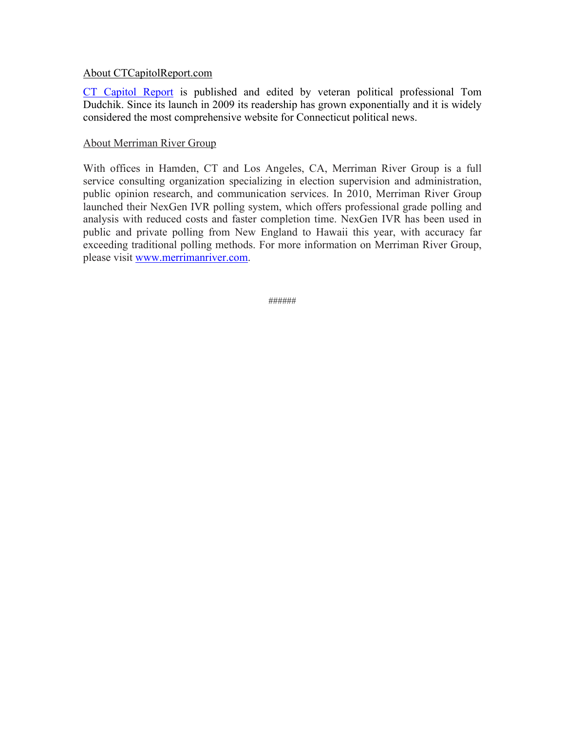About CTCapitolReport.com

CT Capitol Report is published and edited by veteran political professional Tom Dudchik. Since its launch in 2009 its readership has grown exponentially and it is widely considered the most comprehensive website for Connecticut political news.

About Merriman River Group

With offices in Hamden, CT and Los Angeles, CA, Merriman River Group is a full service consulting organization specializing in election supervision and administration, public opinion research, and communication services. In 2010, Merriman River Group launched their NexGen IVR polling system, which offers professional grade polling and analysis with reduced costs and faster completion time. NexGen IVR has been used in public and private polling from New England to Hawaii this year, with accuracy far exceeding traditional polling methods. For more information on Merriman River Group, please visit www.merrimanriver.com.

######